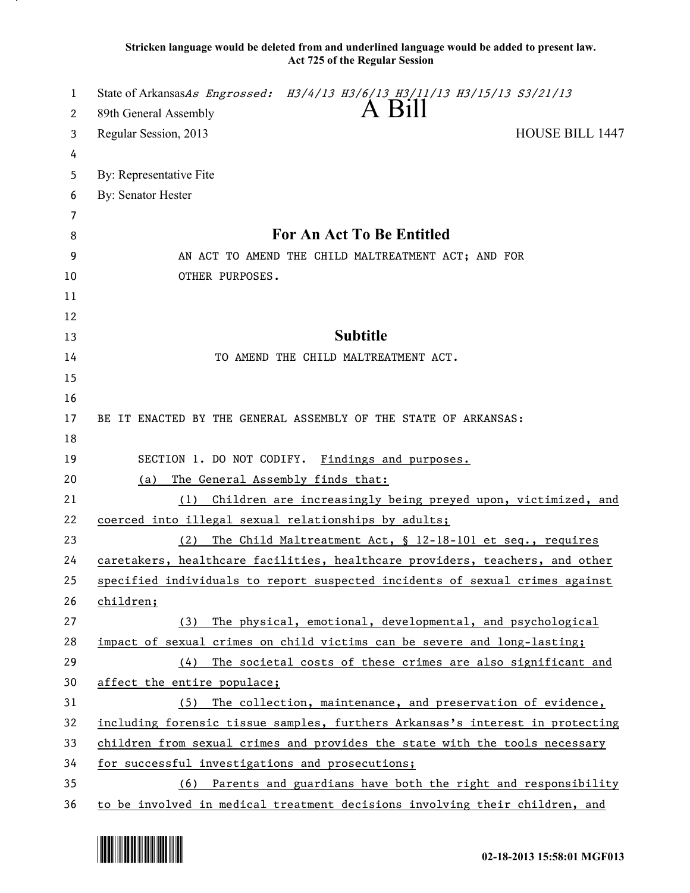**Stricken language would be deleted from and underlined language would be added to present law.**
**Act 725 of the Regular Session**

State of Arkansas *As Engrossed: H3/4/13 H3/6/13 H3/11/13 H3/15/13 S3/21/13*

89th General Assembly

# A Bill

Regular Session, 2013 HOUSE BILL 1447

By: Representative Fite

By: Senator Hester

## For An Act To Be Entitled

AN ACT TO AMEND THE CHILD MALTREATMENT ACT; AND FOR OTHER PURPOSES.

## Subtitle

TO AMEND THE CHILD MALTREATMENT ACT.

BE IT ENACTED BY THE GENERAL ASSEMBLY OF THE STATE OF ARKANSAS:

SECTION 1. DO NOT CODIFY. Findings and purposes.

(a) The General Assembly finds that:

(1) Children are increasingly being preyed upon, victimized, and coerced into illegal sexual relationships by adults;

(2) The Child Maltreatment Act, § 12-18-101 et seq., requires caretakers, healthcare facilities, healthcare providers, teachers, and other specified individuals to report suspected incidents of sexual crimes against children;

(3) The physical, emotional, developmental, and psychological impact of sexual crimes on child victims can be severe and long-lasting;

(4) The societal costs of these crimes are also significant and affect the entire populace;

(5) The collection, maintenance, and preservation of evidence, including forensic tissue samples, furthers Arkansas's interest in protecting children from sexual crimes and provides the state with the tools necessary for successful investigations and prosecutions;

(6) Parents and guardians have both the right and responsibility to be involved in medical treatment decisions involving their children, and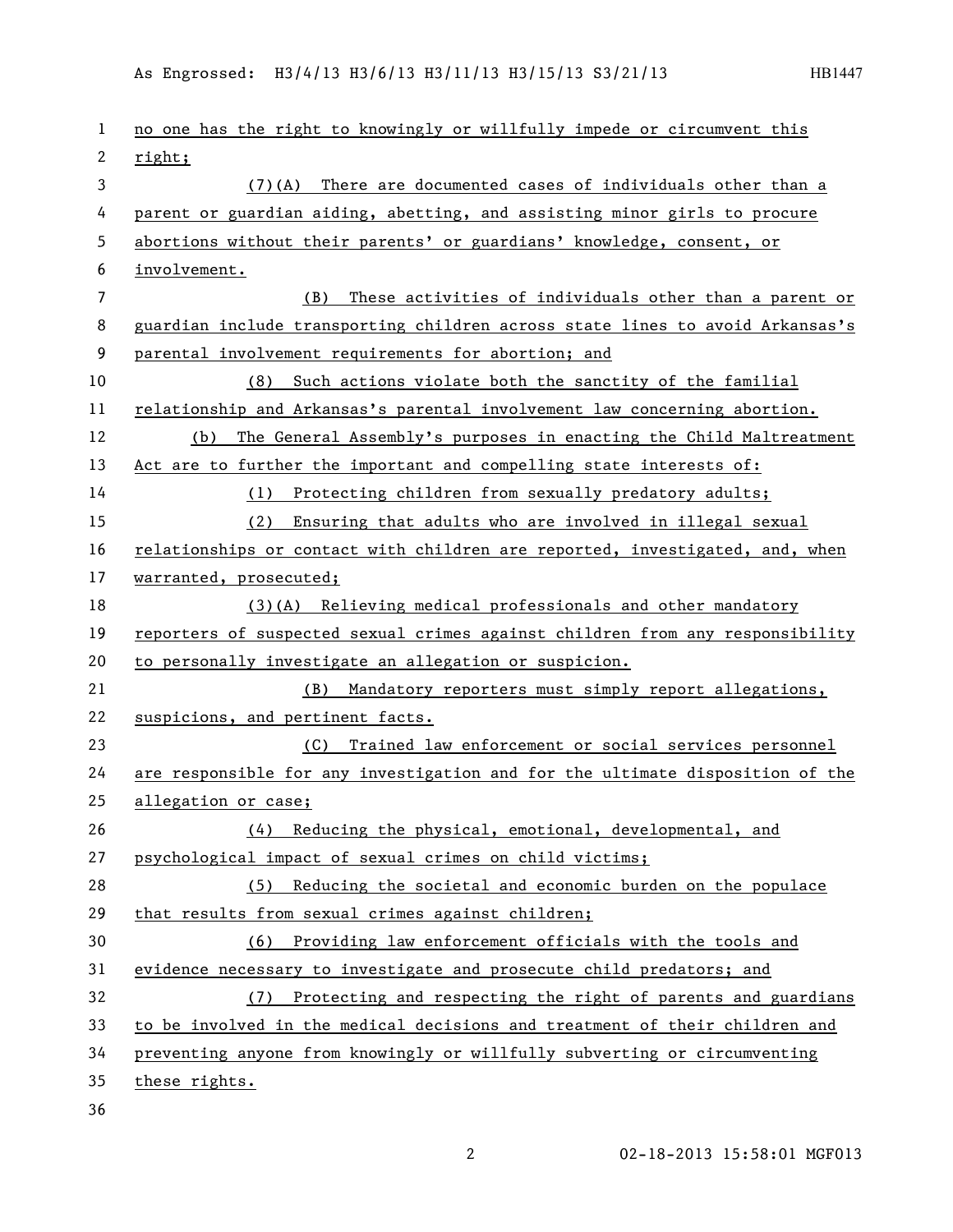no one has the right to knowingly or willfully impede or circumvent this right;

(7)(A) There are documented cases of individuals other than a parent or guardian aiding, abetting, and assisting minor girls to procure abortions without their parents' or guardians' knowledge, consent, or involvement.

(B) These activities of individuals other than a parent or guardian include transporting children across state lines to avoid Arkansas's parental involvement requirements for abortion; and

(8) Such actions violate both the sanctity of the familial relationship and Arkansas's parental involvement law concerning abortion.

(b) The General Assembly's purposes in enacting the Child Maltreatment Act are to further the important and compelling state interests of:

(1) Protecting children from sexually predatory adults;

(2) Ensuring that adults who are involved in illegal sexual relationships or contact with children are reported, investigated, and, when warranted, prosecuted;

(3)(A) Relieving medical professionals and other mandatory reporters of suspected sexual crimes against children from any responsibility to personally investigate an allegation or suspicion.

(B) Mandatory reporters must simply report allegations, suspicions, and pertinent facts.

(C) Trained law enforcement or social services personnel are responsible for any investigation and for the ultimate disposition of the allegation or case;

(4) Reducing the physical, emotional, developmental, and psychological impact of sexual crimes on child victims;

(5) Reducing the societal and economic burden on the populace that results from sexual crimes against children;

(6) Providing law enforcement officials with the tools and evidence necessary to investigate and prosecute child predators; and

(7) Protecting and respecting the right of parents and guardians to be involved in the medical decisions and treatment of their children and preventing anyone from knowingly or willfully subverting or circumventing these rights.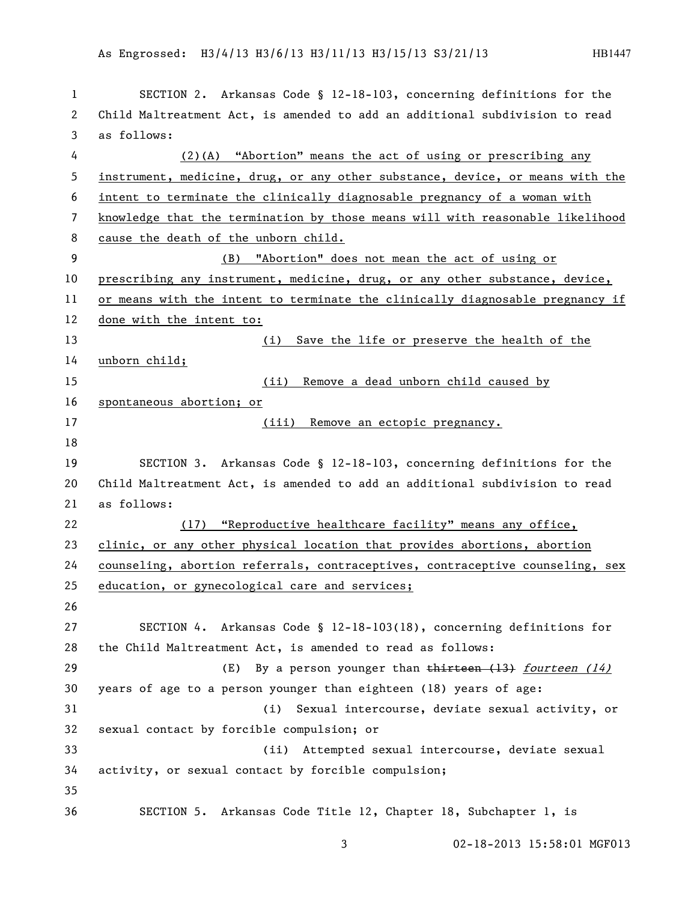SECTION 2. Arkansas Code § 12-18-103, concerning definitions for the Child Maltreatment Act, is amended to add an additional subdivision to read as follows:

(2)(A) "Abortion" means the act of using or prescribing any instrument, medicine, drug, or any other substance, device, or means with the intent to terminate the clinically diagnosable pregnancy of a woman with knowledge that the termination by those means will with reasonable likelihood cause the death of the unborn child.

(B) "Abortion" does not mean the act of using or prescribing any instrument, medicine, drug, or any other substance, device, or means with the intent to terminate the clinically diagnosable pregnancy if done with the intent to:

(i) Save the life or preserve the health of the unborn child;

(ii) Remove a dead unborn child caused by spontaneous abortion; or

(iii) Remove an ectopic pregnancy.

SECTION 3. Arkansas Code § 12-18-103, concerning definitions for the Child Maltreatment Act, is amended to add an additional subdivision to read as follows:

(17) "Reproductive healthcare facility" means any office, clinic, or any other physical location that provides abortions, abortion counseling, abortion referrals, contraceptives, contraceptive counseling, sex education, or gynecological care and services;

SECTION 4. Arkansas Code § 12-18-103(18), concerning definitions for the Child Maltreatment Act, is amended to read as follows:

(E) By a person younger than ~~thirteen (13)~~ *fourteen (14)* years of age to a person younger than eighteen (18) years of age:

(i) Sexual intercourse, deviate sexual activity, or sexual contact by forcible compulsion; or

(ii) Attempted sexual intercourse, deviate sexual activity, or sexual contact by forcible compulsion;

SECTION 5. Arkansas Code Title 12, Chapter 18, Subchapter 1, is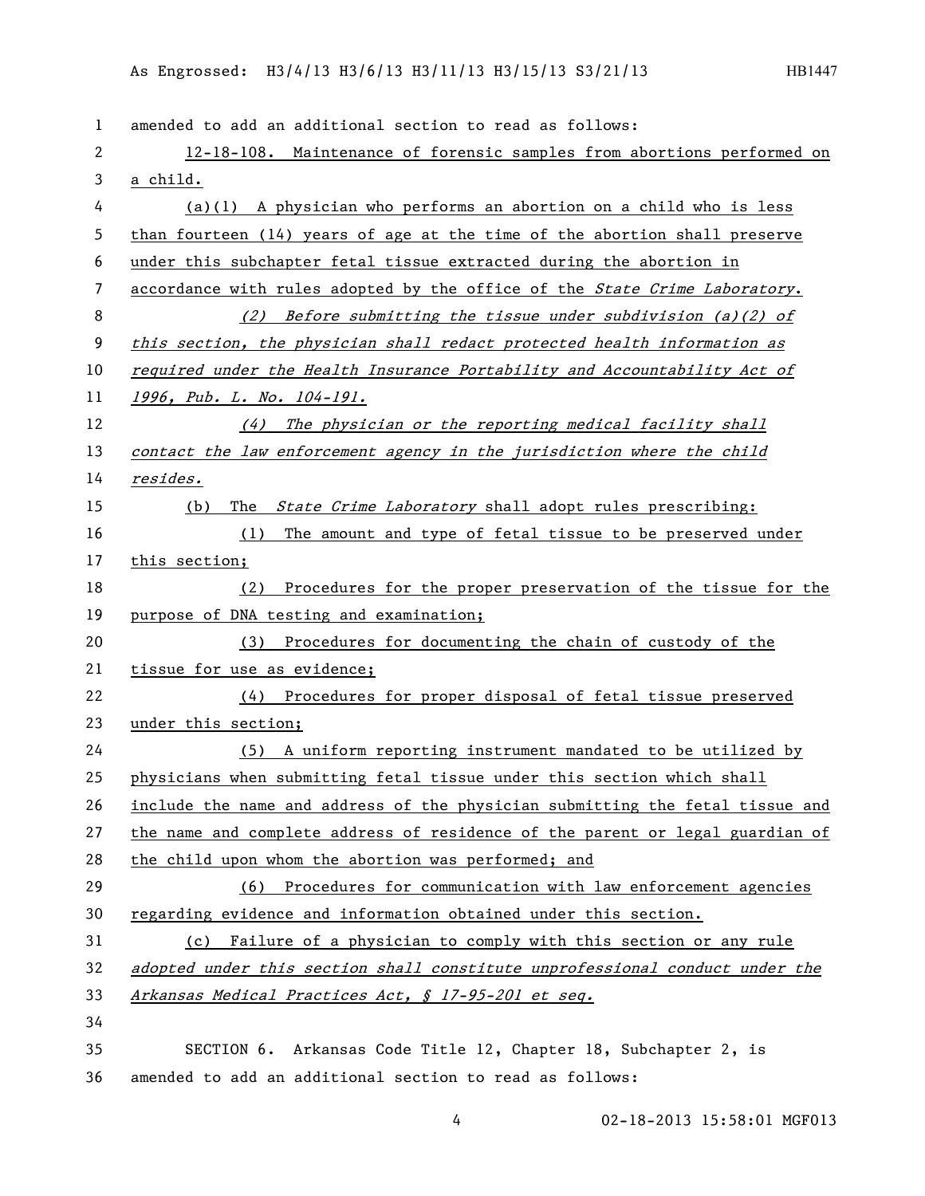amended to add an additional section to read as follows:

12-18-108. Maintenance of forensic samples from abortions performed on a child.

(a)(1) A physician who performs an abortion on a child who is less than fourteen (14) years of age at the time of the abortion shall preserve under this subchapter fetal tissue extracted during the abortion in accordance with rules adopted by the office of the *State Crime Laboratory*.

*(2) Before submitting the tissue under subdivision (a)(2) of this section, the physician shall redact protected health information as required under the Health Insurance Portability and Accountability Act of 1996, Pub. L. No. 104-191.*

*(4) The physician or the reporting medical facility shall contact the law enforcement agency in the jurisdiction where the child resides.*

(b) The *State Crime Laboratory* shall adopt rules prescribing:

(1) The amount and type of fetal tissue to be preserved under this section;

(2) Procedures for the proper preservation of the tissue for the purpose of DNA testing and examination;

(3) Procedures for documenting the chain of custody of the tissue for use as evidence;

(4) Procedures for proper disposal of fetal tissue preserved under this section;

(5) A uniform reporting instrument mandated to be utilized by physicians when submitting fetal tissue under this section which shall include the name and address of the physician submitting the fetal tissue and the name and complete address of residence of the parent or legal guardian of the child upon whom the abortion was performed; and

(6) Procedures for communication with law enforcement agencies regarding evidence and information obtained under this section.

(c) Failure of a physician to comply with this section or any rule *adopted under this section shall constitute unprofessional conduct under the Arkansas Medical Practices Act, § 17-95-201 et seq.*

SECTION 6. Arkansas Code Title 12, Chapter 18, Subchapter 2, is amended to add an additional section to read as follows: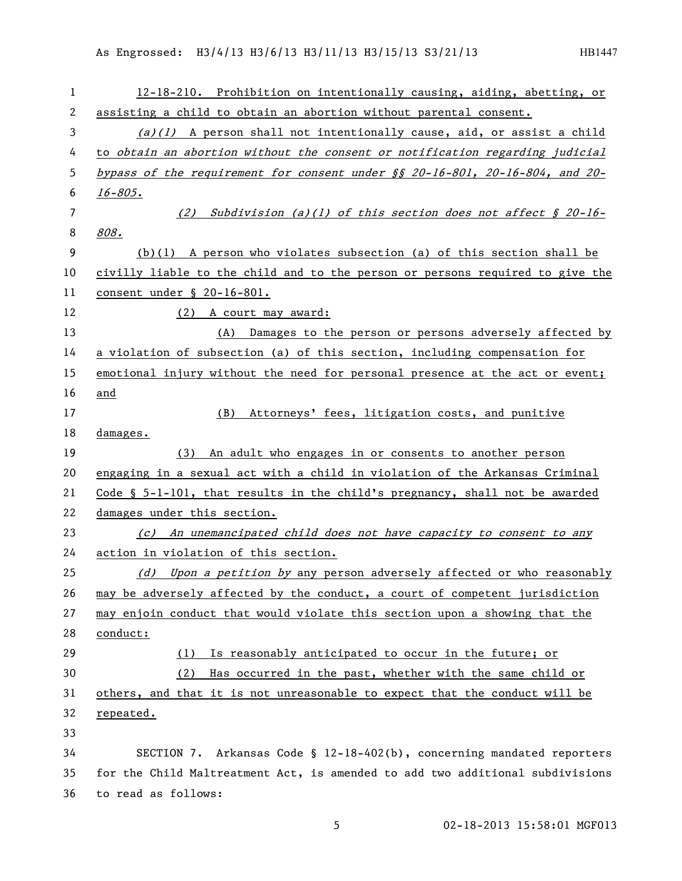12-18-210. Prohibition on intentionally causing, aiding, abetting, or assisting a child to obtain an abortion without parental consent.

*(a)(1)* A person shall not intentionally cause, aid, or assist a child to *obtain an abortion without the consent or notification regarding judicial bypass of the requirement for consent under §§ 20-16-801, 20-16-804, and 20-16-805.*

*(2) Subdivision (a)(1) of this section does not affect § 20-16-808.*

(b)(1) A person who violates subsection (a) of this section shall be civilly liable to the child and to the person or persons required to give the consent under § 20-16-801.

(2) A court may award:

(A) Damages to the person or persons adversely affected by a violation of subsection (a) of this section, including compensation for emotional injury without the need for personal presence at the act or event; and

(B) Attorneys' fees, litigation costs, and punitive damages.

(3) An adult who engages in or consents to another person engaging in a sexual act with a child in violation of the Arkansas Criminal Code § 5-1-101, that results in the child's pregnancy, shall not be awarded damages under this section.

*(c) An unemancipated child does not have capacity to consent to any* action in violation of this section.

*(d) Upon a petition by* any person adversely affected or who reasonably may be adversely affected by the conduct, a court of competent jurisdiction may enjoin conduct that would violate this section upon a showing that the conduct:

(1) Is reasonably anticipated to occur in the future; or

(2) Has occurred in the past, whether with the same child or others, and that it is not unreasonable to expect that the conduct will be repeated.

SECTION 7. Arkansas Code § 12-18-402(b), concerning mandated reporters for the Child Maltreatment Act, is amended to add two additional subdivisions to read as follows: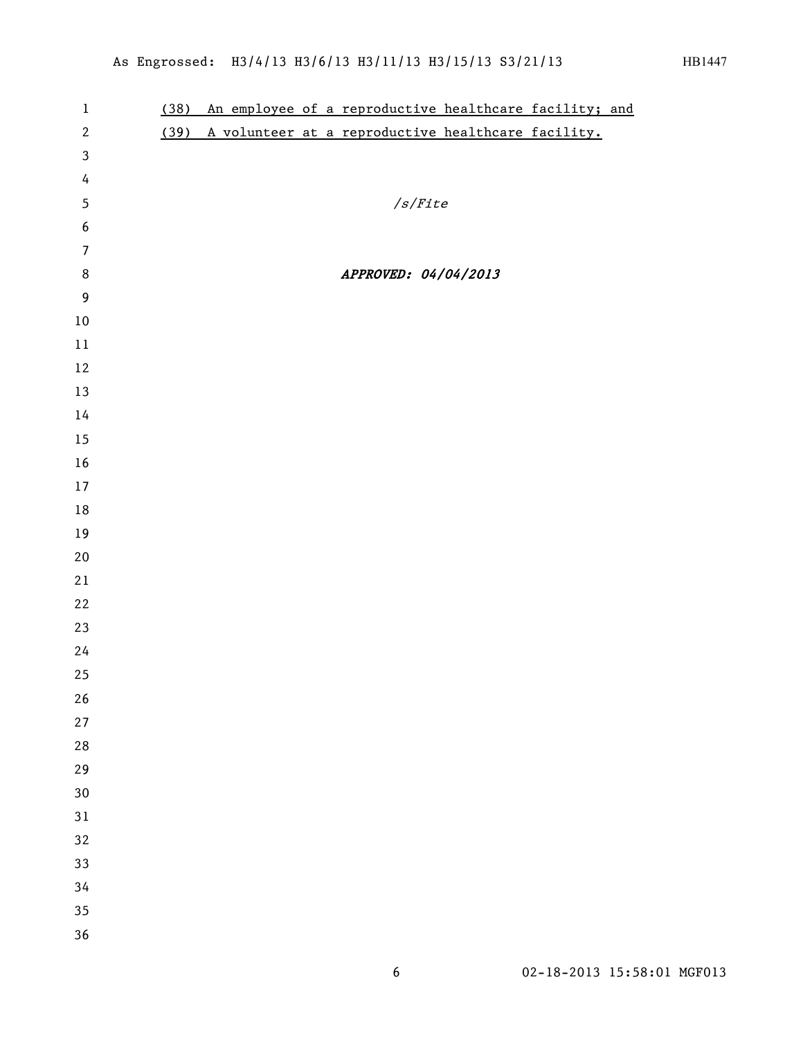(38) An employee of a reproductive healthcare facility; and

(39) A volunteer at a reproductive healthcare facility.

*/s/Fite*

***APPROVED: 04/04/2013***